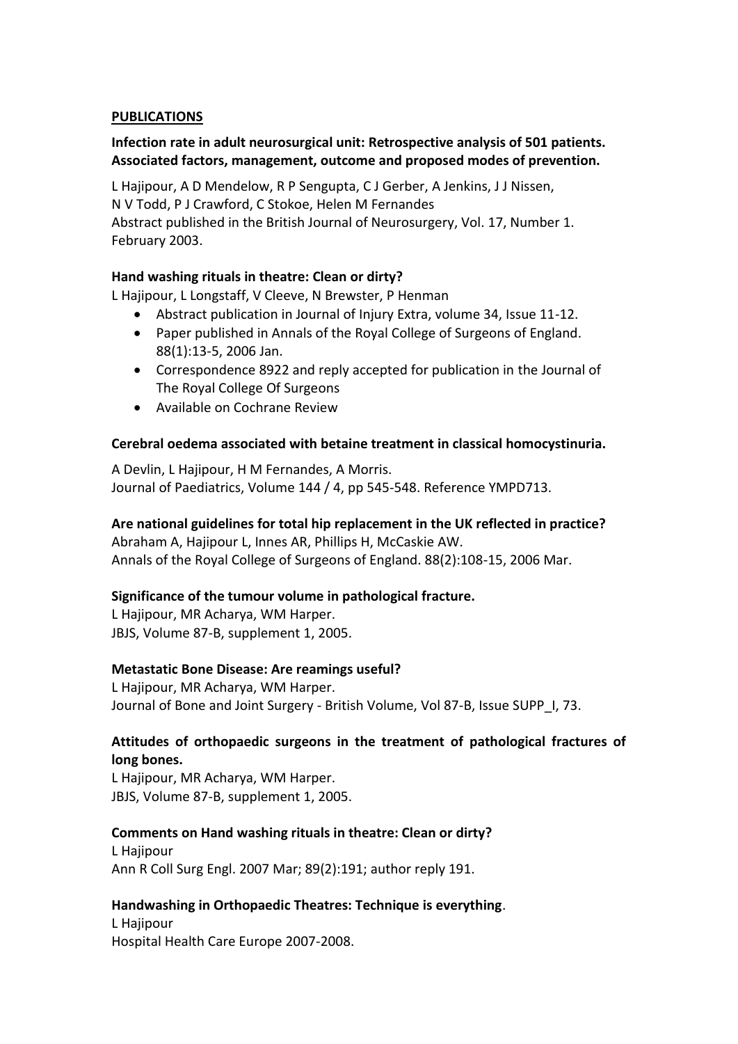## PUBLICATIONS

**Infection rate in adult neurosurgical unit: Retrospective analysis of 501 patients. Associated factors, management, outcome and proposed modes of prevention.**

L Hajipour, A D Mendelow, R P Sengupta, C J Gerber, A Jenkins, J J Nissen, N V Todd, P J Crawford, C Stokoe, Helen M Fernandes
Abstract published in the British Journal of Neurosurgery, Vol. 17, Number 1. February 2003.

**Hand washing rituals in theatre: Clean or dirty?**
L Hajipour, L Longstaff, V Cleeve, N Brewster, P Henman

- Abstract publication in Journal of Injury Extra, volume 34, Issue 11-12.
- Paper published in Annals of the Royal College of Surgeons of England. 88(1):13-5, 2006 Jan.
- Correspondence 8922 and reply accepted for publication in the Journal of The Royal College Of Surgeons
- Available on Cochrane Review

**Cerebral oedema associated with betaine treatment in classical homocystinuria.**

A Devlin, L Hajipour, H M Fernandes, A Morris.
Journal of Paediatrics, Volume 144 / 4, pp 545-548. Reference YMPD713.

**Are national guidelines for total hip replacement in the UK reflected in practice?**
Abraham A, Hajipour L, Innes AR, Phillips H, McCaskie AW.
Annals of the Royal College of Surgeons of England. 88(2):108-15, 2006 Mar.

**Significance of the tumour volume in pathological fracture.**
L Hajipour, MR Acharya, WM Harper.
JBJS, Volume 87-B, supplement 1, 2005.

**Metastatic Bone Disease: Are reamings useful?**
L Hajipour, MR Acharya, WM Harper.
Journal of Bone and Joint Surgery - British Volume, Vol 87-B, Issue SUPP_I, 73.

**Attitudes of orthopaedic surgeons in the treatment of pathological fractures of long bones.**
L Hajipour, MR Acharya, WM Harper.
JBJS, Volume 87-B, supplement 1, 2005.

**Comments on Hand washing rituals in theatre: Clean or dirty?**
L Hajipour
Ann R Coll Surg Engl. 2007 Mar; 89(2):191; author reply 191.

**Handwashing in Orthopaedic Theatres: Technique is everything**.
L Hajipour
Hospital Health Care Europe 2007-2008.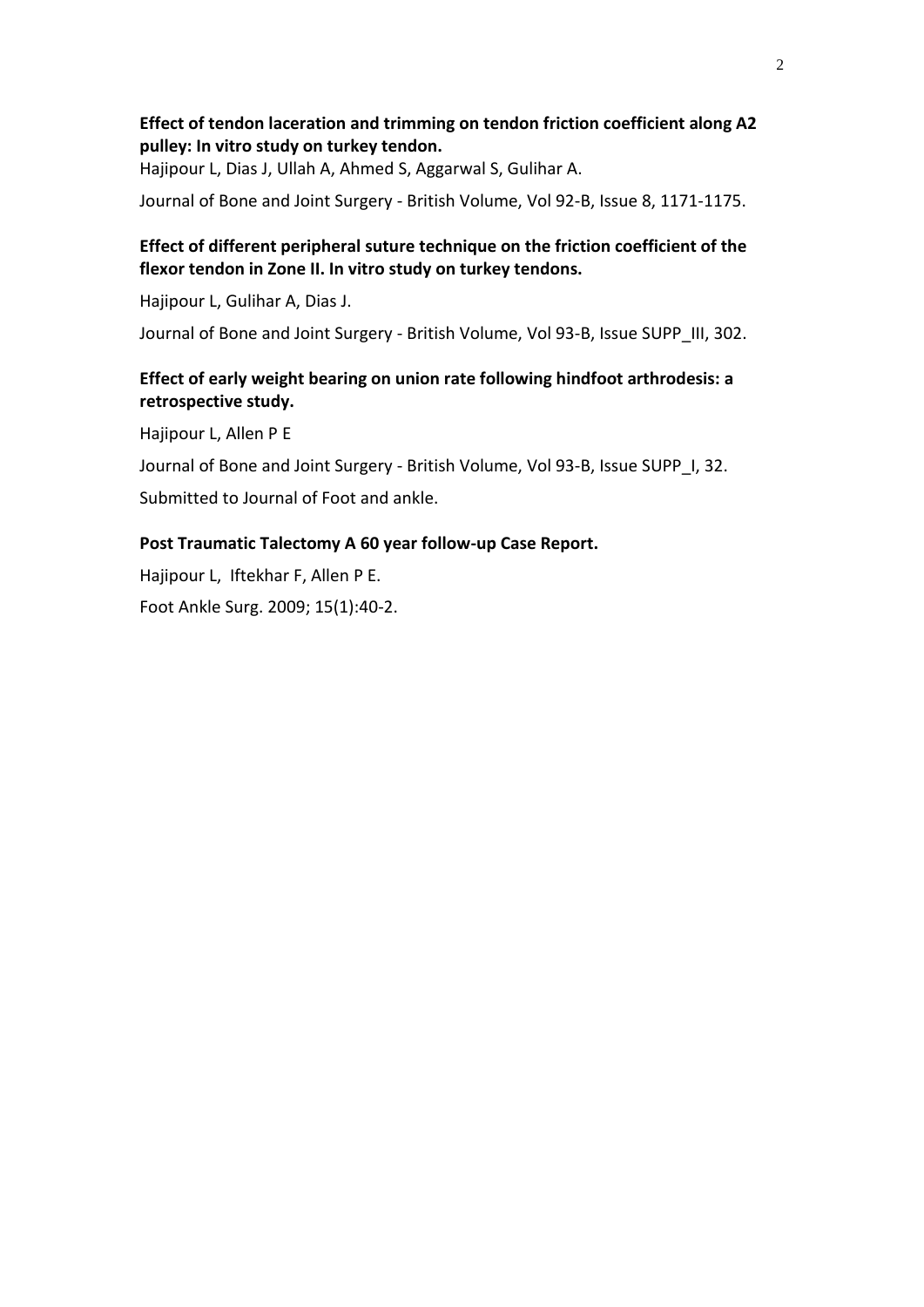**Effect of tendon laceration and trimming on tendon friction coefficient along A2 pulley: In vitro study on turkey tendon.**

Hajipour L, Dias J, Ullah A, Ahmed S, Aggarwal S, Gulihar A.

Journal of Bone and Joint Surgery - British Volume, Vol 92-B, Issue 8, 1171-1175.

**Effect of different peripheral suture technique on the friction coefficient of the flexor tendon in Zone II. In vitro study on turkey tendons.**

Hajipour L, Gulihar A, Dias J.

Journal of Bone and Joint Surgery - British Volume, Vol 93-B, Issue SUPP_III, 302.

**Effect of early weight bearing on union rate following hindfoot arthrodesis: a retrospective study.**

Hajipour L, Allen P E

Journal of Bone and Joint Surgery - British Volume, Vol 93-B, Issue SUPP_I, 32.

Submitted to Journal of Foot and ankle.

**Post Traumatic Talectomy A 60 year follow-up Case Report.**

Hajipour L, Iftekhar F, Allen P E.

Foot Ankle Surg. 2009; 15(1):40-2.